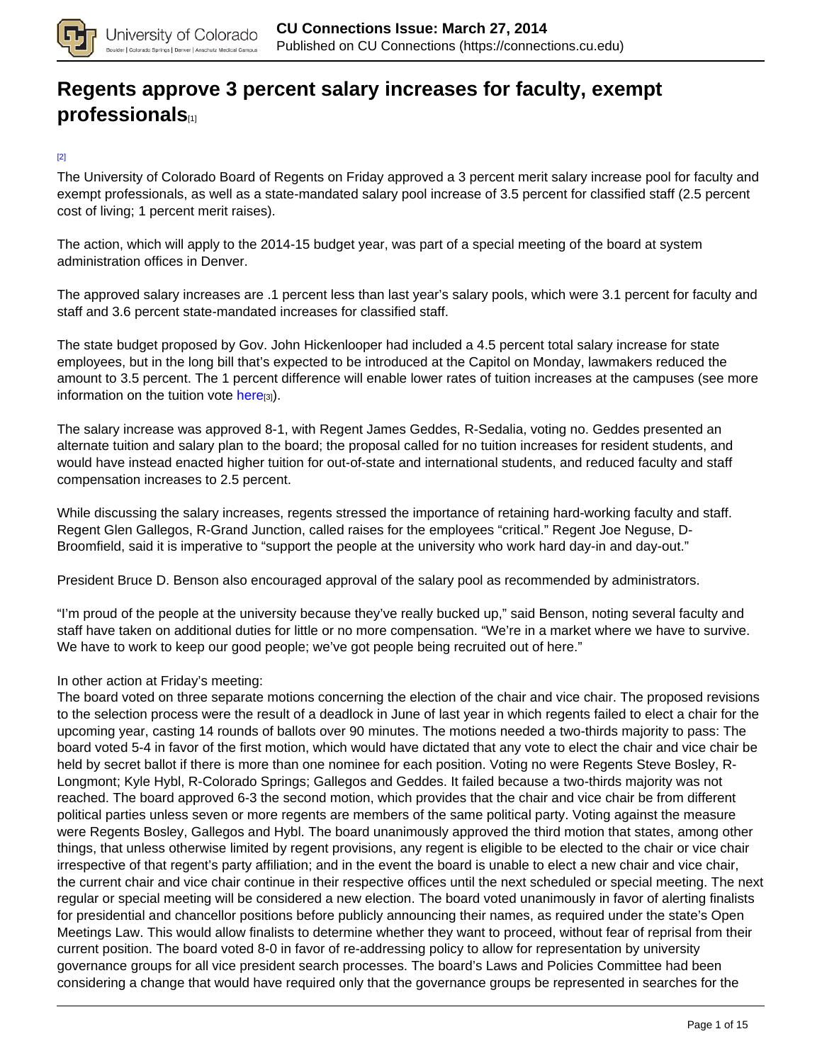# Regents approve 3 percent salary increases for faculty, exempt professionals[1]

[2]

The University of Colorado Board of Regents on Friday approved a 3 percent merit salary increase pool for faculty and exempt professionals, as well as a state-mandated salary pool increase of 3.5 percent for classified staff (2.5 percent cost of living; 1 percent merit raises).

The action, which will apply to the 2014-15 budget year, was part of a special meeting of the board at system administration offices in Denver.

The approved salary increases are .1 percent less than last year's salary pools, which were 3.1 percent for faculty and staff and 3.6 percent state-mandated increases for classified staff.

The state budget proposed by Gov. John Hickenlooper had included a 4.5 percent total salary increase for state employees, but in the long bill that's expected to be introduced at the Capitol on Monday, lawmakers reduced the amount to 3.5 percent. The 1 percent difference will enable lower rates of tuition increases at the campuses (see more information on the tuition vote here[3]).

The salary increase was approved 8-1, with Regent James Geddes, R-Sedalia, voting no. Geddes presented an alternate tuition and salary plan to the board; the proposal called for no tuition increases for resident students, and would have instead enacted higher tuition for out-of-state and international students, and reduced faculty and staff compensation increases to 2.5 percent.

While discussing the salary increases, regents stressed the importance of retaining hard-working faculty and staff. Regent Glen Gallegos, R-Grand Junction, called raises for the employees "critical." Regent Joe Neguse, D-Broomfield, said it is imperative to "support the people at the university who work hard day-in and day-out."

President Bruce D. Benson also encouraged approval of the salary pool as recommended by administrators.

"I'm proud of the people at the university because they've really bucked up," said Benson, noting several faculty and staff have taken on additional duties for little or no more compensation. "We're in a market where we have to survive. We have to work to keep our good people; we've got people being recruited out of here."

In other action at Friday's meeting:

The board voted on three separate motions concerning the election of the chair and vice chair. The proposed revisions to the selection process were the result of a deadlock in June of last year in which regents failed to elect a chair for the upcoming year, casting 14 rounds of ballots over 90 minutes. The motions needed a two-thirds majority to pass: The board voted 5-4 in favor of the first motion, which would have dictated that any vote to elect the chair and vice chair be held by secret ballot if there is more than one nominee for each position. Voting no were Regents Steve Bosley, R-Longmont; Kyle Hybl, R-Colorado Springs; Gallegos and Geddes. It failed because a two-thirds majority was not reached. The board approved 6-3 the second motion, which provides that the chair and vice chair be from different political parties unless seven or more regents are members of the same political party. Voting against the measure were Regents Bosley, Gallegos and Hybl. The board unanimously approved the third motion that states, among other things, that unless otherwise limited by regent provisions, any regent is eligible to be elected to the chair or vice chair irrespective of that regent's party affiliation; and in the event the board is unable to elect a new chair and vice chair, the current chair and vice chair continue in their respective offices until the next scheduled or special meeting. The next regular or special meeting will be considered a new election. The board voted unanimously in favor of alerting finalists for presidential and chancellor positions before publicly announcing their names, as required under the state's Open Meetings Law. This would allow finalists to determine whether they want to proceed, without fear of reprisal from their current position. The board voted 8-0 in favor of re-addressing policy to allow for representation by university governance groups for all vice president search processes. The board's Laws and Policies Committee had been considering a change that would have required only that the governance groups be represented in searches for the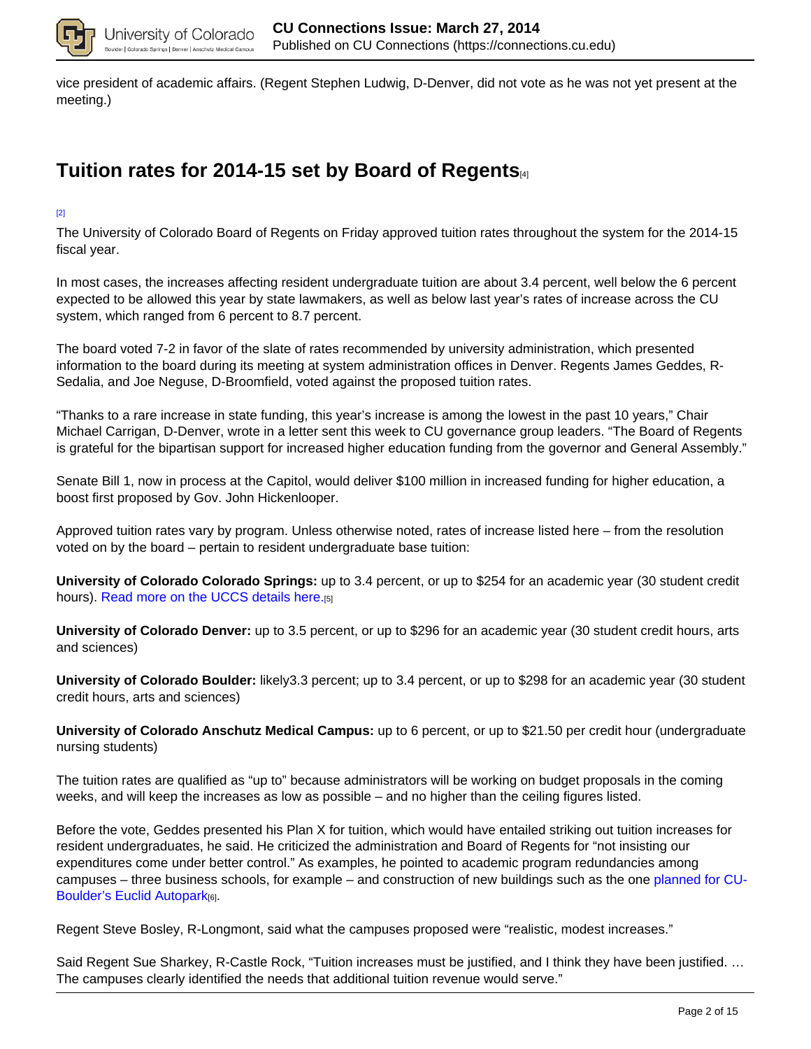vice president of academic affairs. (Regent Stephen Ludwig, D-Denver, did not vote as he was not yet present at the meeting.)

## Tuition rates for 2014-15 set by Board of Regents[4]

[2]

The University of Colorado Board of Regents on Friday approved tuition rates throughout the system for the 2014-15 fiscal year.

In most cases, the increases affecting resident undergraduate tuition are about 3.4 percent, well below the 6 percent expected to be allowed this year by state lawmakers, as well as below last year's rates of increase across the CU system, which ranged from 6 percent to 8.7 percent.

The board voted 7-2 in favor of the slate of rates recommended by university administration, which presented information to the board during its meeting at system administration offices in Denver. Regents James Geddes, R-Sedalia, and Joe Neguse, D-Broomfield, voted against the proposed tuition rates.

"Thanks to a rare increase in state funding, this year's increase is among the lowest in the past 10 years," Chair Michael Carrigan, D-Denver, wrote in a letter sent this week to CU governance group leaders. "The Board of Regents is grateful for the bipartisan support for increased higher education funding from the governor and General Assembly."

Senate Bill 1, now in process at the Capitol, would deliver $100 million in increased funding for higher education, a boost first proposed by Gov. John Hickenlooper.

Approved tuition rates vary by program. Unless otherwise noted, rates of increase listed here – from the resolution voted on by the board – pertain to resident undergraduate base tuition:

**University of Colorado Colorado Springs:** up to 3.4 percent, or up to $254 for an academic year (30 student credit hours). Read more on the UCCS details here.[5]

**University of Colorado Denver:** up to 3.5 percent, or up to $296 for an academic year (30 student credit hours, arts and sciences)

**University of Colorado Boulder:** likely3.3 percent; up to 3.4 percent, or up to $298 for an academic year (30 student credit hours, arts and sciences)

**University of Colorado Anschutz Medical Campus:** up to 6 percent, or up to $21.50 per credit hour (undergraduate nursing students)

The tuition rates are qualified as "up to" because administrators will be working on budget proposals in the coming weeks, and will keep the increases as low as possible – and no higher than the ceiling figures listed.

Before the vote, Geddes presented his Plan X for tuition, which would have entailed striking out tuition increases for resident undergraduates, he said. He criticized the administration and Board of Regents for "not insisting our expenditures come under better control." As examples, he pointed to academic program redundancies among campuses – three business schools, for example – and construction of new buildings such as the one planned for CU-Boulder's Euclid Autopark[6].

Regent Steve Bosley, R-Longmont, said what the campuses proposed were "realistic, modest increases."

Said Regent Sue Sharkey, R-Castle Rock, "Tuition increases must be justified, and I think they have been justified. … The campuses clearly identified the needs that additional tuition revenue would serve."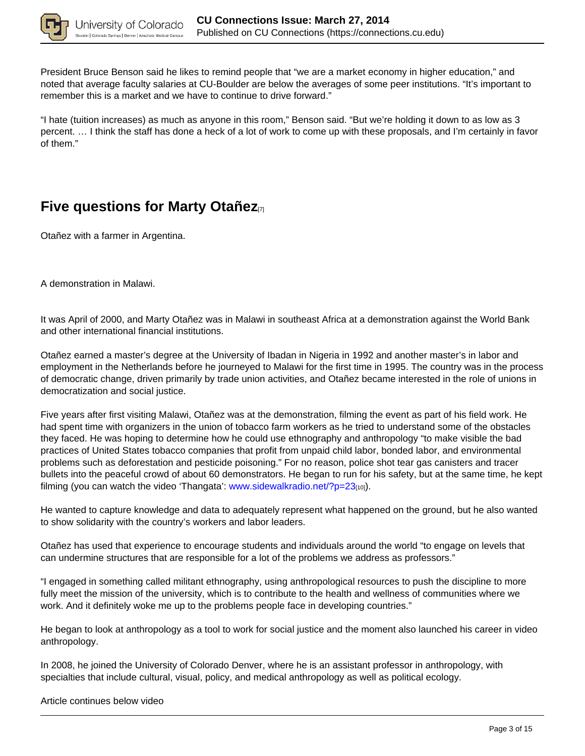President Bruce Benson said he likes to remind people that "we are a market economy in higher education," and noted that average faculty salaries at CU-Boulder are below the averages of some peer institutions. "It's important to remember this is a market and we have to continue to drive forward."

"I hate (tuition increases) as much as anyone in this room," Benson said. "But we're holding it down to as low as 3 percent. … I think the staff has done a heck of a lot of work to come up with these proposals, and I'm certainly in favor of them."

## Five questions for Marty Otañez[7]

Otañez with a farmer in Argentina.

A demonstration in Malawi.

It was April of 2000, and Marty Otañez was in Malawi in southeast Africa at a demonstration against the World Bank and other international financial institutions.

Otañez earned a master's degree at the University of Ibadan in Nigeria in 1992 and another master's in labor and employment in the Netherlands before he journeyed to Malawi for the first time in 1995. The country was in the process of democratic change, driven primarily by trade union activities, and Otañez became interested in the role of unions in democratization and social justice.

Five years after first visiting Malawi, Otañez was at the demonstration, filming the event as part of his field work. He had spent time with organizers in the union of tobacco farm workers as he tried to understand some of the obstacles they faced. He was hoping to determine how he could use ethnography and anthropology "to make visible the bad practices of United States tobacco companies that profit from unpaid child labor, bonded labor, and environmental problems such as deforestation and pesticide poisoning." For no reason, police shot tear gas canisters and tracer bullets into the peaceful crowd of about 60 demonstrators. He began to run for his safety, but at the same time, he kept filming (you can watch the video 'Thangata': www.sidewalkradio.net/?p=23[10]).

He wanted to capture knowledge and data to adequately represent what happened on the ground, but he also wanted to show solidarity with the country's workers and labor leaders.

Otañez has used that experience to encourage students and individuals around the world "to engage on levels that can undermine structures that are responsible for a lot of the problems we address as professors."

"I engaged in something called militant ethnography, using anthropological resources to push the discipline to more fully meet the mission of the university, which is to contribute to the health and wellness of communities where we work. And it definitely woke me up to the problems people face in developing countries."

He began to look at anthropology as a tool to work for social justice and the moment also launched his career in video anthropology.

In 2008, he joined the University of Colorado Denver, where he is an assistant professor in anthropology, with specialties that include cultural, visual, policy, and medical anthropology as well as political ecology.

Article continues below video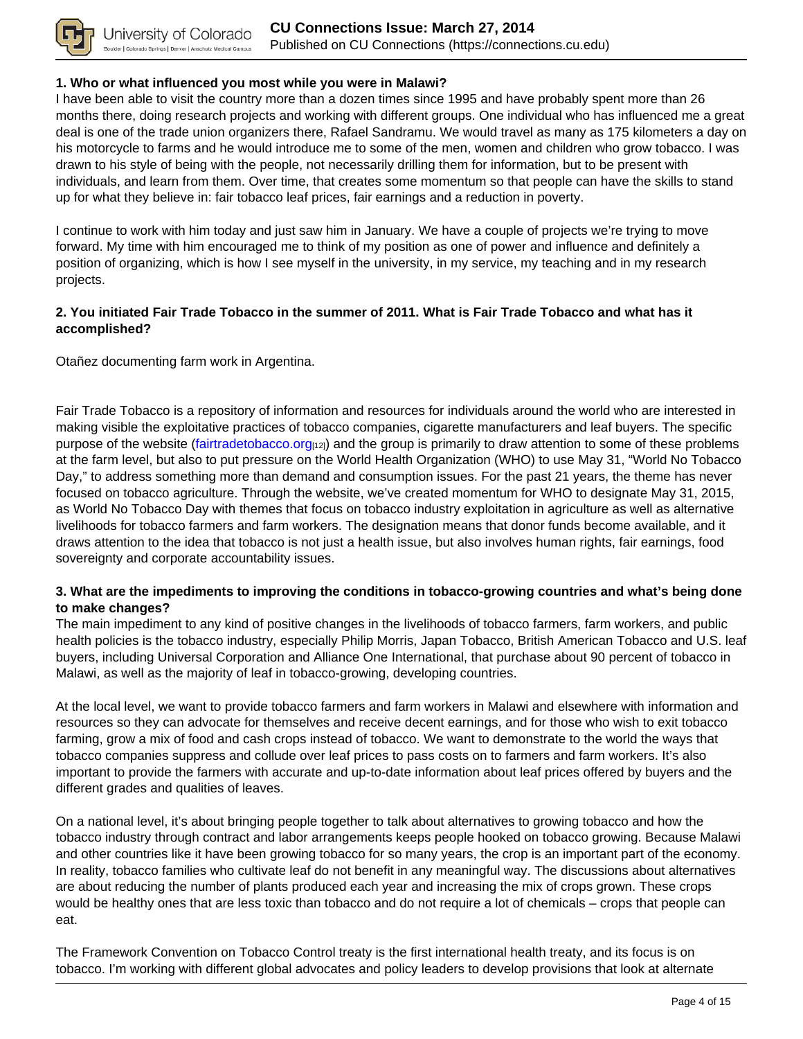**1. Who or what influenced you most while you were in Malawi?**

I have been able to visit the country more than a dozen times since 1995 and have probably spent more than 26 months there, doing research projects and working with different groups. One individual who has influenced me a great deal is one of the trade union organizers there, Rafael Sandramu. We would travel as many as 175 kilometers a day on his motorcycle to farms and he would introduce me to some of the men, women and children who grow tobacco. I was drawn to his style of being with the people, not necessarily drilling them for information, but to be present with individuals, and learn from them. Over time, that creates some momentum so that people can have the skills to stand up for what they believe in: fair tobacco leaf prices, fair earnings and a reduction in poverty.

I continue to work with him today and just saw him in January. We have a couple of projects we're trying to move forward. My time with him encouraged me to think of my position as one of power and influence and definitely a position of organizing, which is how I see myself in the university, in my service, my teaching and in my research projects.

**2. You initiated Fair Trade Tobacco in the summer of 2011. What is Fair Trade Tobacco and what has it accomplished?**

Otañez documenting farm work in Argentina.

Fair Trade Tobacco is a repository of information and resources for individuals around the world who are interested in making visible the exploitative practices of tobacco companies, cigarette manufacturers and leaf buyers. The specific purpose of the website (fairtradetobacco.org[12]) and the group is primarily to draw attention to some of these problems at the farm level, but also to put pressure on the World Health Organization (WHO) to use May 31, "World No Tobacco Day," to address something more than demand and consumption issues. For the past 21 years, the theme has never focused on tobacco agriculture. Through the website, we've created momentum for WHO to designate May 31, 2015, as World No Tobacco Day with themes that focus on tobacco industry exploitation in agriculture as well as alternative livelihoods for tobacco farmers and farm workers. The designation means that donor funds become available, and it draws attention to the idea that tobacco is not just a health issue, but also involves human rights, fair earnings, food sovereignty and corporate accountability issues.

**3. What are the impediments to improving the conditions in tobacco-growing countries and what's being done to make changes?**

The main impediment to any kind of positive changes in the livelihoods of tobacco farmers, farm workers, and public health policies is the tobacco industry, especially Philip Morris, Japan Tobacco, British American Tobacco and U.S. leaf buyers, including Universal Corporation and Alliance One International, that purchase about 90 percent of tobacco in Malawi, as well as the majority of leaf in tobacco-growing, developing countries.

At the local level, we want to provide tobacco farmers and farm workers in Malawi and elsewhere with information and resources so they can advocate for themselves and receive decent earnings, and for those who wish to exit tobacco farming, grow a mix of food and cash crops instead of tobacco. We want to demonstrate to the world the ways that tobacco companies suppress and collude over leaf prices to pass costs on to farmers and farm workers. It's also important to provide the farmers with accurate and up-to-date information about leaf prices offered by buyers and the different grades and qualities of leaves.

On a national level, it's about bringing people together to talk about alternatives to growing tobacco and how the tobacco industry through contract and labor arrangements keeps people hooked on tobacco growing. Because Malawi and other countries like it have been growing tobacco for so many years, the crop is an important part of the economy. In reality, tobacco families who cultivate leaf do not benefit in any meaningful way. The discussions about alternatives are about reducing the number of plants produced each year and increasing the mix of crops grown. These crops would be healthy ones that are less toxic than tobacco and do not require a lot of chemicals – crops that people can eat.

The Framework Convention on Tobacco Control treaty is the first international health treaty, and its focus is on tobacco. I'm working with different global advocates and policy leaders to develop provisions that look at alternate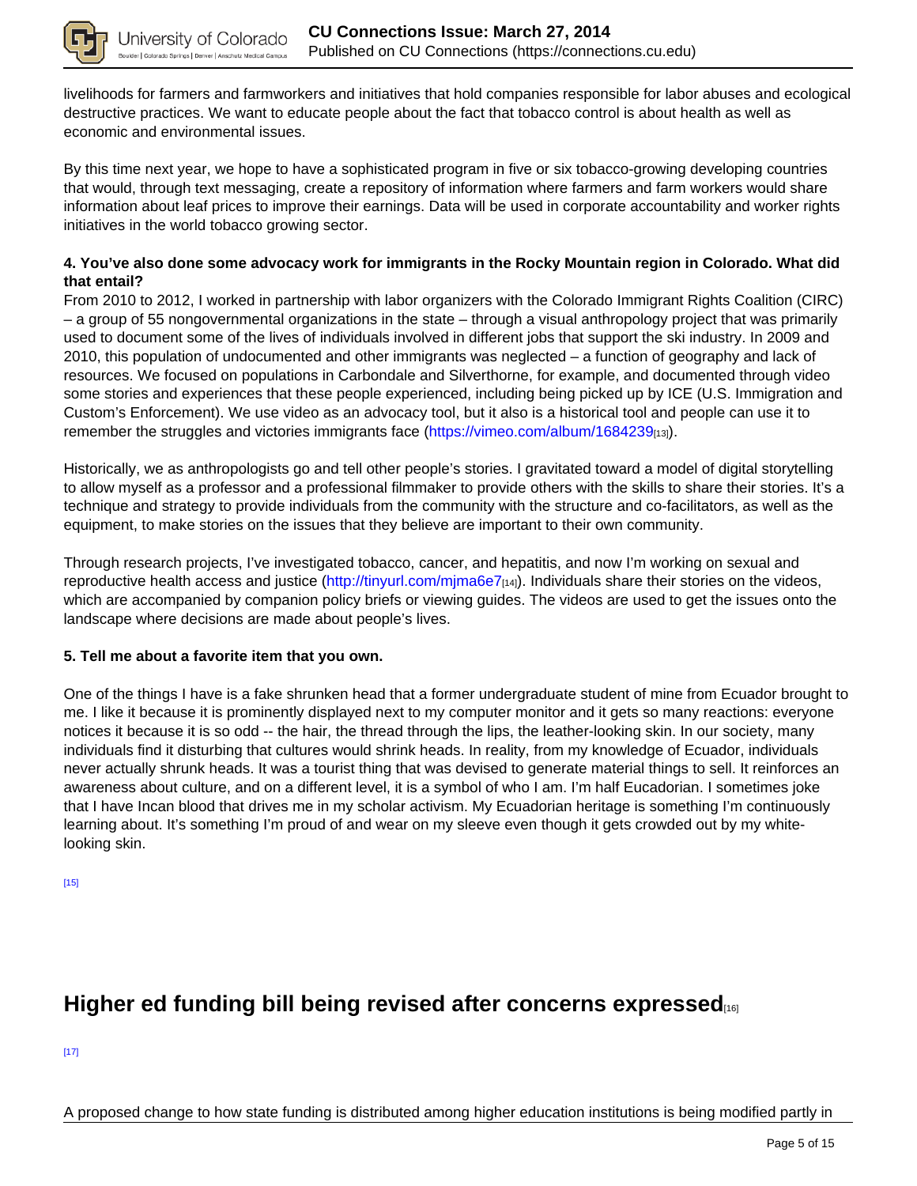livelihoods for farmers and farmworkers and initiatives that hold companies responsible for labor abuses and ecological destructive practices. We want to educate people about the fact that tobacco control is about health as well as economic and environmental issues.

By this time next year, we hope to have a sophisticated program in five or six tobacco-growing developing countries that would, through text messaging, create a repository of information where farmers and farm workers would share information about leaf prices to improve their earnings. Data will be used in corporate accountability and worker rights initiatives in the world tobacco growing sector.

**4. You've also done some advocacy work for immigrants in the Rocky Mountain region in Colorado. What did that entail?**

From 2010 to 2012, I worked in partnership with labor organizers with the Colorado Immigrant Rights Coalition (CIRC) – a group of 55 nongovernmental organizations in the state – through a visual anthropology project that was primarily used to document some of the lives of individuals involved in different jobs that support the ski industry. In 2009 and 2010, this population of undocumented and other immigrants was neglected – a function of geography and lack of resources. We focused on populations in Carbondale and Silverthorne, for example, and documented through video some stories and experiences that these people experienced, including being picked up by ICE (U.S. Immigration and Custom's Enforcement). We use video as an advocacy tool, but it also is a historical tool and people can use it to remember the struggles and victories immigrants face (https://vimeo.com/album/1684239[13]).

Historically, we as anthropologists go and tell other people's stories. I gravitated toward a model of digital storytelling to allow myself as a professor and a professional filmmaker to provide others with the skills to share their stories. It's a technique and strategy to provide individuals from the community with the structure and co-facilitators, as well as the equipment, to make stories on the issues that they believe are important to their own community.

Through research projects, I've investigated tobacco, cancer, and hepatitis, and now I'm working on sexual and reproductive health access and justice (http://tinyurl.com/mjma6e7[14]). Individuals share their stories on the videos, which are accompanied by companion policy briefs or viewing guides. The videos are used to get the issues onto the landscape where decisions are made about people's lives.

**5. Tell me about a favorite item that you own.**

One of the things I have is a fake shrunken head that a former undergraduate student of mine from Ecuador brought to me. I like it because it is prominently displayed next to my computer monitor and it gets so many reactions: everyone notices it because it is so odd -- the hair, the thread through the lips, the leather-looking skin. In our society, many individuals find it disturbing that cultures would shrink heads. In reality, from my knowledge of Ecuador, individuals never actually shrunk heads. It was a tourist thing that was devised to generate material things to sell. It reinforces an awareness about culture, and on a different level, it is a symbol of who I am. I'm half Eucadorian. I sometimes joke that I have Incan blood that drives me in my scholar activism. My Ecuadorian heritage is something I'm continuously learning about. It's something I'm proud of and wear on my sleeve even though it gets crowded out by my white-looking skin.

[15]

# Higher ed funding bill being revised after concerns expressed[16]

[17]

A proposed change to how state funding is distributed among higher education institutions is being modified partly in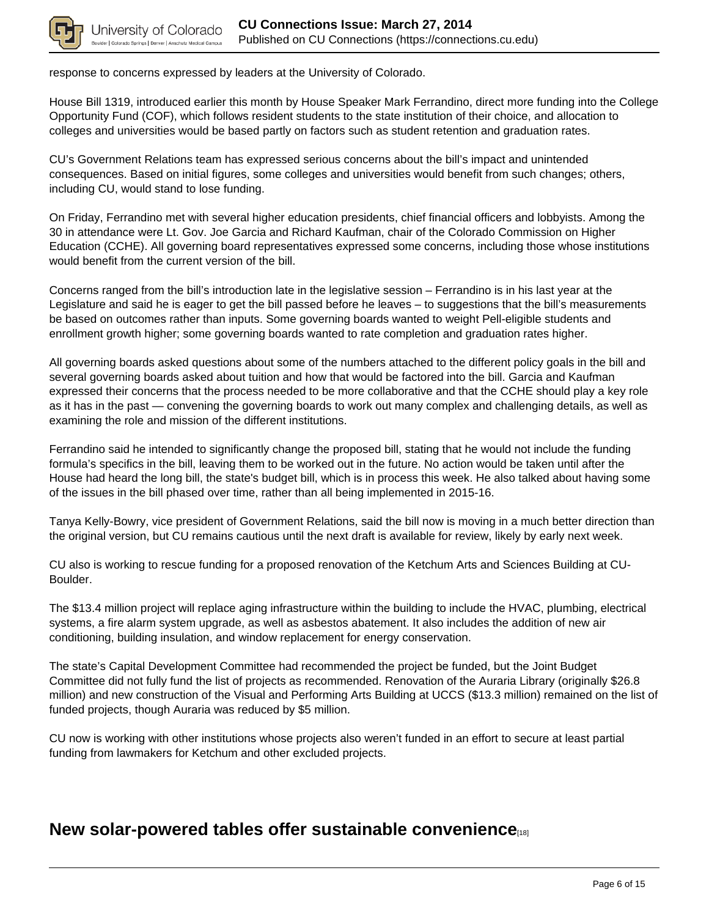response to concerns expressed by leaders at the University of Colorado.

House Bill 1319, introduced earlier this month by House Speaker Mark Ferrandino, direct more funding into the College Opportunity Fund (COF), which follows resident students to the state institution of their choice, and allocation to colleges and universities would be based partly on factors such as student retention and graduation rates.

CU's Government Relations team has expressed serious concerns about the bill's impact and unintended consequences. Based on initial figures, some colleges and universities would benefit from such changes; others, including CU, would stand to lose funding.

On Friday, Ferrandino met with several higher education presidents, chief financial officers and lobbyists. Among the 30 in attendance were Lt. Gov. Joe Garcia and Richard Kaufman, chair of the Colorado Commission on Higher Education (CCHE). All governing board representatives expressed some concerns, including those whose institutions would benefit from the current version of the bill.

Concerns ranged from the bill's introduction late in the legislative session – Ferrandino is in his last year at the Legislature and said he is eager to get the bill passed before he leaves – to suggestions that the bill's measurements be based on outcomes rather than inputs. Some governing boards wanted to weight Pell-eligible students and enrollment growth higher; some governing boards wanted to rate completion and graduation rates higher.

All governing boards asked questions about some of the numbers attached to the different policy goals in the bill and several governing boards asked about tuition and how that would be factored into the bill. Garcia and Kaufman expressed their concerns that the process needed to be more collaborative and that the CCHE should play a key role as it has in the past — convening the governing boards to work out many complex and challenging details, as well as examining the role and mission of the different institutions.

Ferrandino said he intended to significantly change the proposed bill, stating that he would not include the funding formula's specifics in the bill, leaving them to be worked out in the future. No action would be taken until after the House had heard the long bill, the state's budget bill, which is in process this week. He also talked about having some of the issues in the bill phased over time, rather than all being implemented in 2015-16.

Tanya Kelly-Bowry, vice president of Government Relations, said the bill now is moving in a much better direction than the original version, but CU remains cautious until the next draft is available for review, likely by early next week.

CU also is working to rescue funding for a proposed renovation of the Ketchum Arts and Sciences Building at CU-Boulder.

The $13.4 million project will replace aging infrastructure within the building to include the HVAC, plumbing, electrical systems, a fire alarm system upgrade, as well as asbestos abatement. It also includes the addition of new air conditioning, building insulation, and window replacement for energy conservation.

The state's Capital Development Committee had recommended the project be funded, but the Joint Budget Committee did not fully fund the list of projects as recommended. Renovation of the Auraria Library (originally $26.8 million) and new construction of the Visual and Performing Arts Building at UCCS ($13.3 million) remained on the list of funded projects, though Auraria was reduced by $5 million.

CU now is working with other institutions whose projects also weren't funded in an effort to secure at least partial funding from lawmakers for Ketchum and other excluded projects.

## New solar-powered tables offer sustainable convenience[18]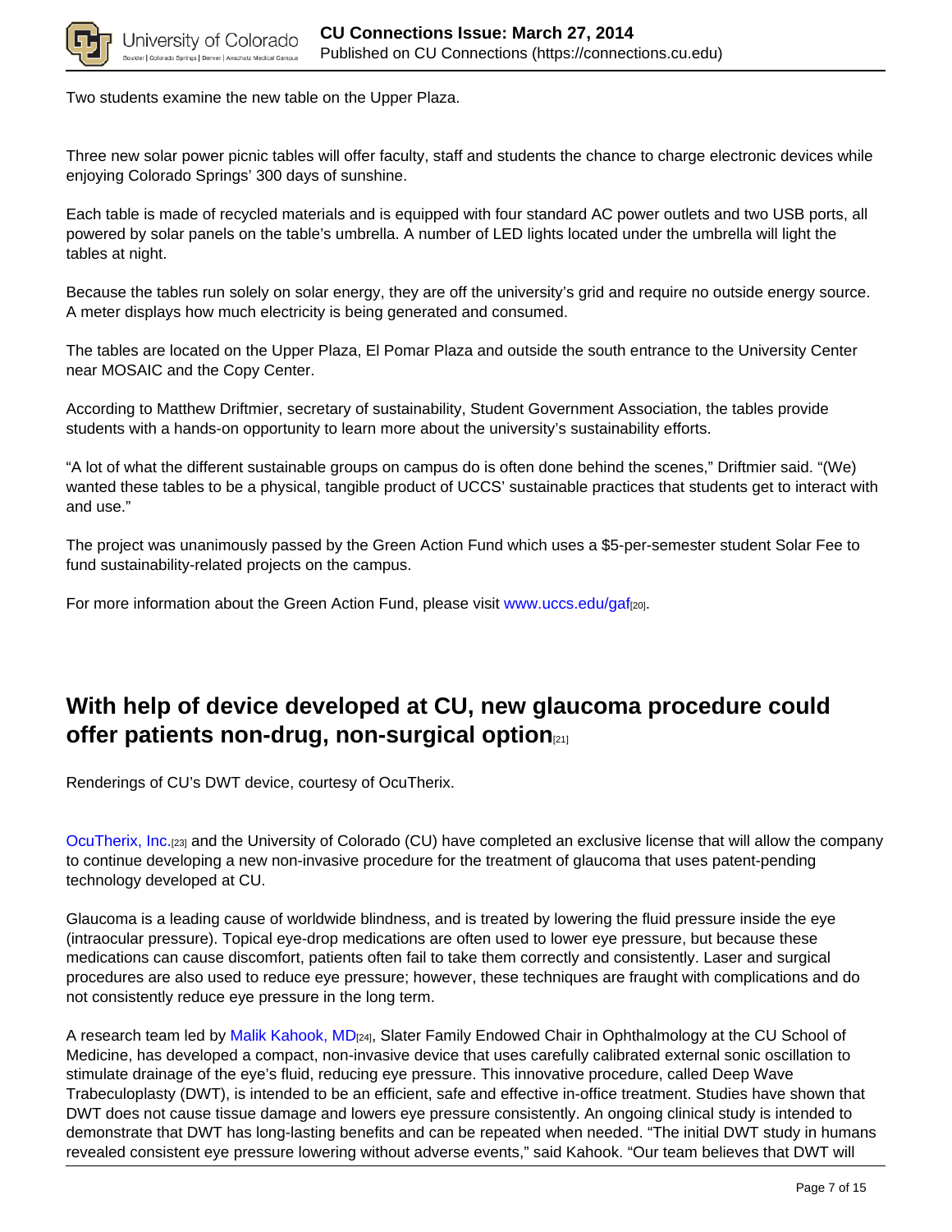Two students examine the new table on the Upper Plaza.

Three new solar power picnic tables will offer faculty, staff and students the chance to charge electronic devices while enjoying Colorado Springs' 300 days of sunshine.

Each table is made of recycled materials and is equipped with four standard AC power outlets and two USB ports, all powered by solar panels on the table's umbrella. A number of LED lights located under the umbrella will light the tables at night.

Because the tables run solely on solar energy, they are off the university's grid and require no outside energy source. A meter displays how much electricity is being generated and consumed.

The tables are located on the Upper Plaza, El Pomar Plaza and outside the south entrance to the University Center near MOSAIC and the Copy Center.

According to Matthew Driftmier, secretary of sustainability, Student Government Association, the tables provide students with a hands-on opportunity to learn more about the university's sustainability efforts.

"A lot of what the different sustainable groups on campus do is often done behind the scenes," Driftmier said. "(We) wanted these tables to be a physical, tangible product of UCCS' sustainable practices that students get to interact with and use."

The project was unanimously passed by the Green Action Fund which uses a $5-per-semester student Solar Fee to fund sustainability-related projects on the campus.

For more information about the Green Action Fund, please visit www.uccs.edu/gaf[20].

## With help of device developed at CU, new glaucoma procedure could offer patients non-drug, non-surgical option[21]

Renderings of CU's DWT device, courtesy of OcuTherix.

OcuTherix, Inc.[23] and the University of Colorado (CU) have completed an exclusive license that will allow the company to continue developing a new non-invasive procedure for the treatment of glaucoma that uses patent-pending technology developed at CU.

Glaucoma is a leading cause of worldwide blindness, and is treated by lowering the fluid pressure inside the eye (intraocular pressure). Topical eye-drop medications are often used to lower eye pressure, but because these medications can cause discomfort, patients often fail to take them correctly and consistently. Laser and surgical procedures are also used to reduce eye pressure; however, these techniques are fraught with complications and do not consistently reduce eye pressure in the long term.

A research team led by Malik Kahook, MD[24], Slater Family Endowed Chair in Ophthalmology at the CU School of Medicine, has developed a compact, non-invasive device that uses carefully calibrated external sonic oscillation to stimulate drainage of the eye's fluid, reducing eye pressure. This innovative procedure, called Deep Wave Trabeculoplasty (DWT), is intended to be an efficient, safe and effective in-office treatment. Studies have shown that DWT does not cause tissue damage and lowers eye pressure consistently. An ongoing clinical study is intended to demonstrate that DWT has long-lasting benefits and can be repeated when needed. "The initial DWT study in humans revealed consistent eye pressure lowering without adverse events," said Kahook. "Our team believes that DWT will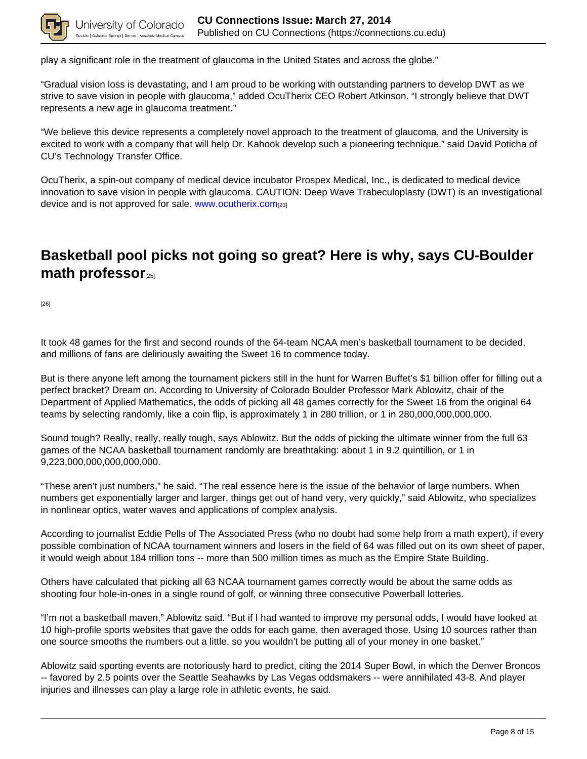play a significant role in the treatment of glaucoma in the United States and across the globe."

"Gradual vision loss is devastating, and I am proud to be working with outstanding partners to develop DWT as we strive to save vision in people with glaucoma," added OcuTherix CEO Robert Atkinson. "I strongly believe that DWT represents a new age in glaucoma treatment."

"We believe this device represents a completely novel approach to the treatment of glaucoma, and the University is excited to work with a company that will help Dr. Kahook develop such a pioneering technique," said David Poticha of CU's Technology Transfer Office.

OcuTherix, a spin-out company of medical device incubator Prospex Medical, Inc., is dedicated to medical device innovation to save vision in people with glaucoma. CAUTION: Deep Wave Trabeculoplasty (DWT) is an investigational device and is not approved for sale. www.ocutherix.com[23]

## Basketball pool picks not going so great? Here is why, says CU-Boulder math professor[25]

[26]

It took 48 games for the first and second rounds of the 64-team NCAA men's basketball tournament to be decided, and millions of fans are deliriously awaiting the Sweet 16 to commence today.

But is there anyone left among the tournament pickers still in the hunt for Warren Buffet's $1 billion offer for filling out a perfect bracket? Dream on. According to University of Colorado Boulder Professor Mark Ablowitz, chair of the Department of Applied Mathematics, the odds of picking all 48 games correctly for the Sweet 16 from the original 64 teams by selecting randomly, like a coin flip, is approximately 1 in 280 trillion, or 1 in 280,000,000,000,000.

Sound tough? Really, really, really tough, says Ablowitz. But the odds of picking the ultimate winner from the full 63 games of the NCAA basketball tournament randomly are breathtaking: about 1 in 9.2 quintillion, or 1 in 9,223,000,000,000,000,000.

"These aren't just numbers," he said. "The real essence here is the issue of the behavior of large numbers. When numbers get exponentially larger and larger, things get out of hand very, very quickly," said Ablowitz, who specializes in nonlinear optics, water waves and applications of complex analysis.

According to journalist Eddie Pells of The Associated Press (who no doubt had some help from a math expert), if every possible combination of NCAA tournament winners and losers in the field of 64 was filled out on its own sheet of paper, it would weigh about 184 trillion tons -- more than 500 million times as much as the Empire State Building.

Others have calculated that picking all 63 NCAA tournament games correctly would be about the same odds as shooting four hole-in-ones in a single round of golf, or winning three consecutive Powerball lotteries.

"I'm not a basketball maven," Ablowitz said. "But if I had wanted to improve my personal odds, I would have looked at 10 high-profile sports websites that gave the odds for each game, then averaged those. Using 10 sources rather than one source smooths the numbers out a little, so you wouldn't be putting all of your money in one basket."

Ablowitz said sporting events are notoriously hard to predict, citing the 2014 Super Bowl, in which the Denver Broncos -- favored by 2.5 points over the Seattle Seahawks by Las Vegas oddsmakers -- were annihilated 43-8. And player injuries and illnesses can play a large role in athletic events, he said.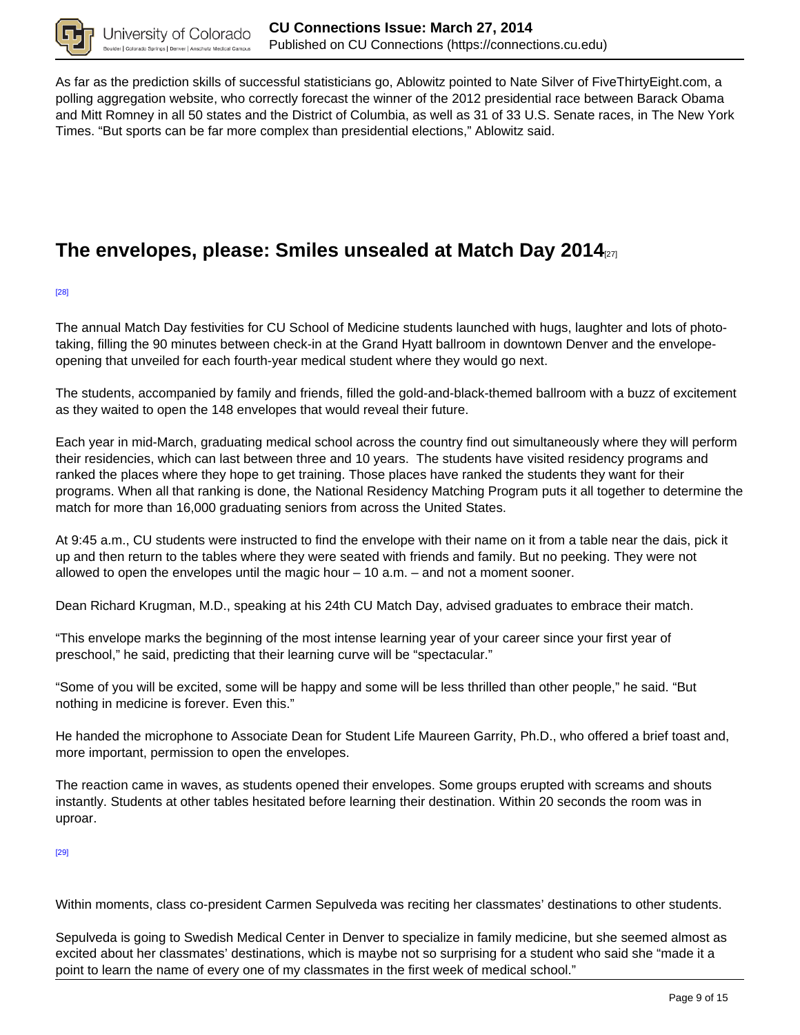As far as the prediction skills of successful statisticians go, Ablowitz pointed to Nate Silver of FiveThirtyEight.com, a polling aggregation website, who correctly forecast the winner of the 2012 presidential race between Barack Obama and Mitt Romney in all 50 states and the District of Columbia, as well as 31 of 33 U.S. Senate races, in The New York Times. “But sports can be far more complex than presidential elections,” Ablowitz said.

## The envelopes, please: Smiles unsealed at Match Day 2014[27]

[28]

The annual Match Day festivities for CU School of Medicine students launched with hugs, laughter and lots of photo-taking, filling the 90 minutes between check-in at the Grand Hyatt ballroom in downtown Denver and the envelope-opening that unveiled for each fourth-year medical student where they would go next.

The students, accompanied by family and friends, filled the gold-and-black-themed ballroom with a buzz of excitement as they waited to open the 148 envelopes that would reveal their future.

Each year in mid-March, graduating medical school across the country find out simultaneously where they will perform their residencies, which can last between three and 10 years. The students have visited residency programs and ranked the places where they hope to get training. Those places have ranked the students they want for their programs. When all that ranking is done, the National Residency Matching Program puts it all together to determine the match for more than 16,000 graduating seniors from across the United States.

At 9:45 a.m., CU students were instructed to find the envelope with their name on it from a table near the dais, pick it up and then return to the tables where they were seated with friends and family. But no peeking. They were not allowed to open the envelopes until the magic hour – 10 a.m. – and not a moment sooner.

Dean Richard Krugman, M.D., speaking at his 24th CU Match Day, advised graduates to embrace their match.

“This envelope marks the beginning of the most intense learning year of your career since your first year of preschool,” he said, predicting that their learning curve will be “spectacular.”

“Some of you will be excited, some will be happy and some will be less thrilled than other people,” he said. “But nothing in medicine is forever. Even this.”

He handed the microphone to Associate Dean for Student Life Maureen Garrity, Ph.D., who offered a brief toast and, more important, permission to open the envelopes.

The reaction came in waves, as students opened their envelopes. Some groups erupted with screams and shouts instantly. Students at other tables hesitated before learning their destination. Within 20 seconds the room was in uproar.

[29]

Within moments, class co-president Carmen Sepulveda was reciting her classmates’ destinations to other students.

Sepulveda is going to Swedish Medical Center in Denver to specialize in family medicine, but she seemed almost as excited about her classmates’ destinations, which is maybe not so surprising for a student who said she “made it a point to learn the name of every one of my classmates in the first week of medical school.”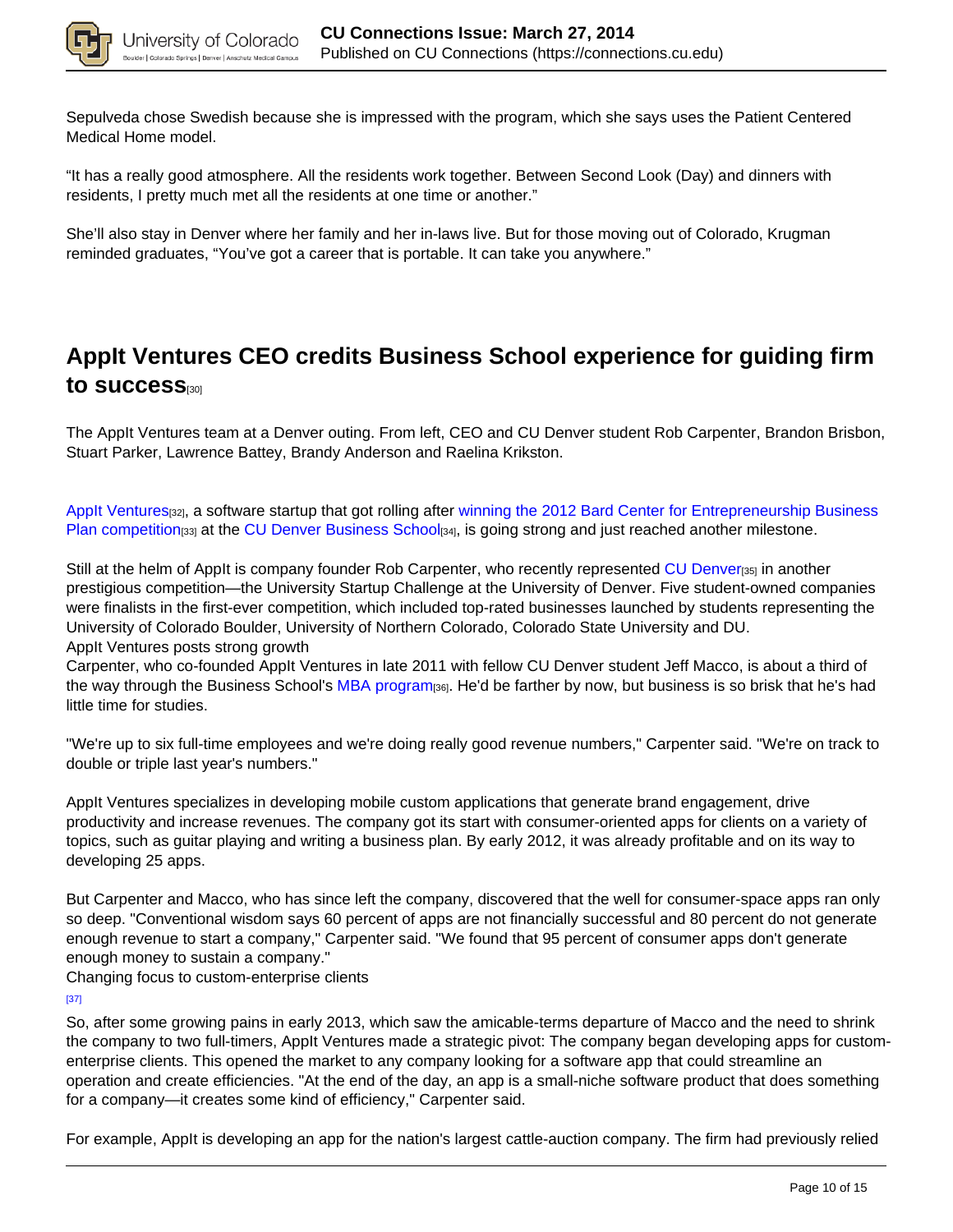Sepulveda chose Swedish because she is impressed with the program, which she says uses the Patient Centered Medical Home model.

“It has a really good atmosphere. All the residents work together. Between Second Look (Day) and dinners with residents, I pretty much met all the residents at one time or another.”

She’ll also stay in Denver where her family and her in-laws live. But for those moving out of Colorado, Krugman reminded graduates, “You’ve got a career that is portable. It can take you anywhere.”

## AppIt Ventures CEO credits Business School experience for guiding firm to success[30]

The AppIt Ventures team at a Denver outing. From left, CEO and CU Denver student Rob Carpenter, Brandon Brisbon, Stuart Parker, Lawrence Battey, Brandy Anderson and Raelina Krikston.

AppIt Ventures[32], a software startup that got rolling after winning the 2012 Bard Center for Entrepreneurship Business Plan competition[33] at the CU Denver Business School[34], is going strong and just reached another milestone.

Still at the helm of AppIt is company founder Rob Carpenter, who recently represented CU Denver[35] in another prestigious competition—the University Startup Challenge at the University of Denver. Five student-owned companies were finalists in the first-ever competition, which included top-rated businesses launched by students representing the University of Colorado Boulder, University of Northern Colorado, Colorado State University and DU.

AppIt Ventures posts strong growth

Carpenter, who co-founded AppIt Ventures in late 2011 with fellow CU Denver student Jeff Macco, is about a third of the way through the Business School's MBA program[36]. He'd be farther by now, but business is so brisk that he's had little time for studies.

"We're up to six full-time employees and we're doing really good revenue numbers," Carpenter said. "We're on track to double or triple last year's numbers."

AppIt Ventures specializes in developing mobile custom applications that generate brand engagement, drive productivity and increase revenues. The company got its start with consumer-oriented apps for clients on a variety of topics, such as guitar playing and writing a business plan. By early 2012, it was already profitable and on its way to developing 25 apps.

But Carpenter and Macco, who has since left the company, discovered that the well for consumer-space apps ran only so deep. "Conventional wisdom says 60 percent of apps are not financially successful and 80 percent do not generate enough revenue to start a company," Carpenter said. "We found that 95 percent of consumer apps don't generate enough money to sustain a company."

Changing focus to custom-enterprise clients

[37]

So, after some growing pains in early 2013, which saw the amicable-terms departure of Macco and the need to shrink the company to two full-timers, AppIt Ventures made a strategic pivot: The company began developing apps for custom-enterprise clients. This opened the market to any company looking for a software app that could streamline an operation and create efficiencies. "At the end of the day, an app is a small-niche software product that does something for a company—it creates some kind of efficiency," Carpenter said.

For example, AppIt is developing an app for the nation's largest cattle-auction company. The firm had previously relied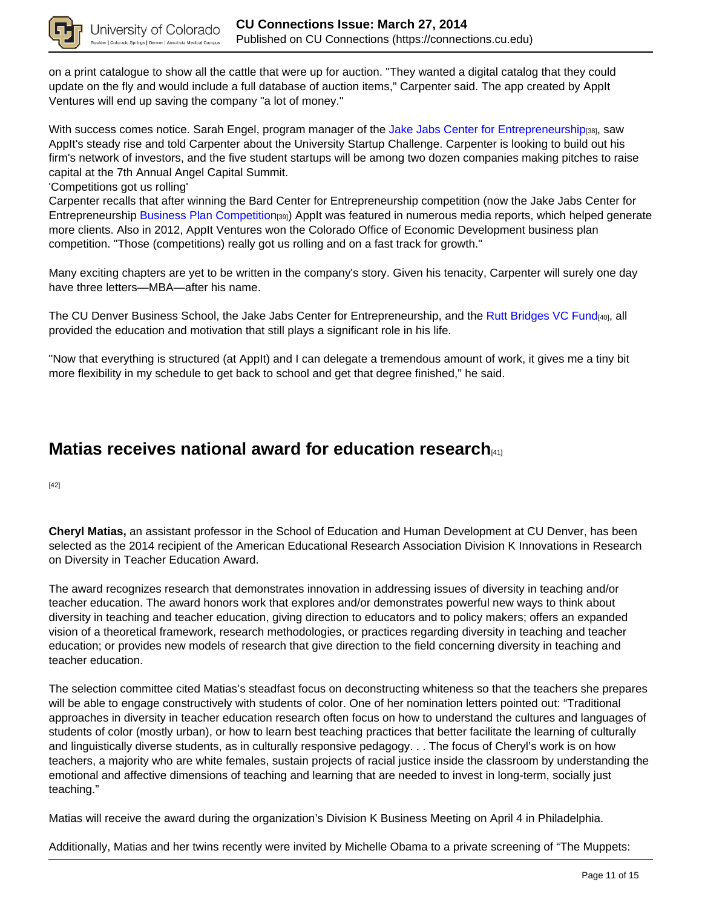on a print catalogue to show all the cattle that were up for auction. "They wanted a digital catalog that they could update on the fly and would include a full database of auction items," Carpenter said. The app created by AppIt Ventures will end up saving the company "a lot of money."

With success comes notice. Sarah Engel, program manager of the Jake Jabs Center for Entrepreneurship[38], saw AppIt's steady rise and told Carpenter about the University Startup Challenge. Carpenter is looking to build out his firm's network of investors, and the five student startups will be among two dozen companies making pitches to raise capital at the 7th Annual Angel Capital Summit.

'Competitions got us rolling'

Carpenter recalls that after winning the Bard Center for Entrepreneurship competition (now the Jake Jabs Center for Entrepreneurship Business Plan Competition[39]) AppIt was featured in numerous media reports, which helped generate more clients. Also in 2012, AppIt Ventures won the Colorado Office of Economic Development business plan competition. "Those (competitions) really got us rolling and on a fast track for growth."

Many exciting chapters are yet to be written in the company's story. Given his tenacity, Carpenter will surely one day have three letters—MBA—after his name.

The CU Denver Business School, the Jake Jabs Center for Entrepreneurship, and the Rutt Bridges VC Fund[40], all provided the education and motivation that still plays a significant role in his life.

"Now that everything is structured (at AppIt) and I can delegate a tremendous amount of work, it gives me a tiny bit more flexibility in my schedule to get back to school and get that degree finished," he said.

## Matias receives national award for education research[41]

[42]

**Cheryl Matias,** an assistant professor in the School of Education and Human Development at CU Denver, has been selected as the 2014 recipient of the American Educational Research Association Division K Innovations in Research on Diversity in Teacher Education Award.

The award recognizes research that demonstrates innovation in addressing issues of diversity in teaching and/or teacher education. The award honors work that explores and/or demonstrates powerful new ways to think about diversity in teaching and teacher education, giving direction to educators and to policy makers; offers an expanded vision of a theoretical framework, research methodologies, or practices regarding diversity in teaching and teacher education; or provides new models of research that give direction to the field concerning diversity in teaching and teacher education.

The selection committee cited Matias's steadfast focus on deconstructing whiteness so that the teachers she prepares will be able to engage constructively with students of color. One of her nomination letters pointed out: "Traditional approaches in diversity in teacher education research often focus on how to understand the cultures and languages of students of color (mostly urban), or how to learn best teaching practices that better facilitate the learning of culturally and linguistically diverse students, as in culturally responsive pedagogy. . . The focus of Cheryl's work is on how teachers, a majority who are white females, sustain projects of racial justice inside the classroom by understanding the emotional and affective dimensions of teaching and learning that are needed to invest in long-term, socially just teaching."

Matias will receive the award during the organization's Division K Business Meeting on April 4 in Philadelphia.

Additionally, Matias and her twins recently were invited by Michelle Obama to a private screening of "The Muppets: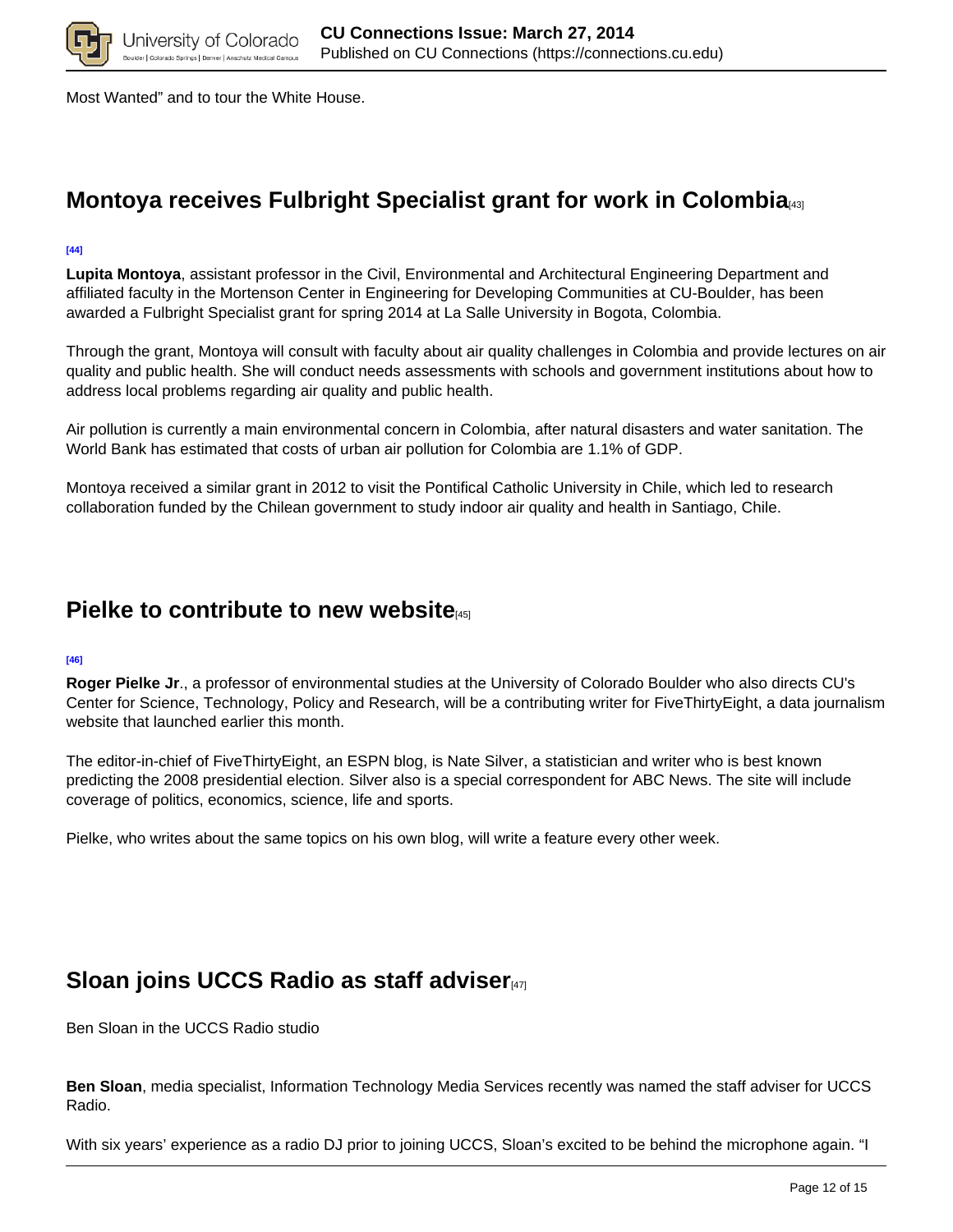Most Wanted" and to tour the White House.

## Montoya receives Fulbright Specialist grant for work in Colombia[43]

[44]

**Lupita Montoya**, assistant professor in the Civil, Environmental and Architectural Engineering Department and affiliated faculty in the Mortenson Center in Engineering for Developing Communities at CU-Boulder, has been awarded a Fulbright Specialist grant for spring 2014 at La Salle University in Bogota, Colombia.

Through the grant, Montoya will consult with faculty about air quality challenges in Colombia and provide lectures on air quality and public health. She will conduct needs assessments with schools and government institutions about how to address local problems regarding air quality and public health.

Air pollution is currently a main environmental concern in Colombia, after natural disasters and water sanitation. The World Bank has estimated that costs of urban air pollution for Colombia are 1.1% of GDP.

Montoya received a similar grant in 2012 to visit the Pontifical Catholic University in Chile, which led to research collaboration funded by the Chilean government to study indoor air quality and health in Santiago, Chile.

## Pielke to contribute to new website[45]

[46]

**Roger Pielke Jr**., a professor of environmental studies at the University of Colorado Boulder who also directs CU's Center for Science, Technology, Policy and Research, will be a contributing writer for FiveThirtyEight, a data journalism website that launched earlier this month.

The editor-in-chief of FiveThirtyEight, an ESPN blog, is Nate Silver, a statistician and writer who is best known predicting the 2008 presidential election. Silver also is a special correspondent for ABC News. The site will include coverage of politics, economics, science, life and sports.

Pielke, who writes about the same topics on his own blog, will write a feature every other week.

## Sloan joins UCCS Radio as staff adviser[47]

Ben Sloan in the UCCS Radio studio

**Ben Sloan**, media specialist, Information Technology Media Services recently was named the staff adviser for UCCS Radio.

With six years' experience as a radio DJ prior to joining UCCS, Sloan's excited to be behind the microphone again. "I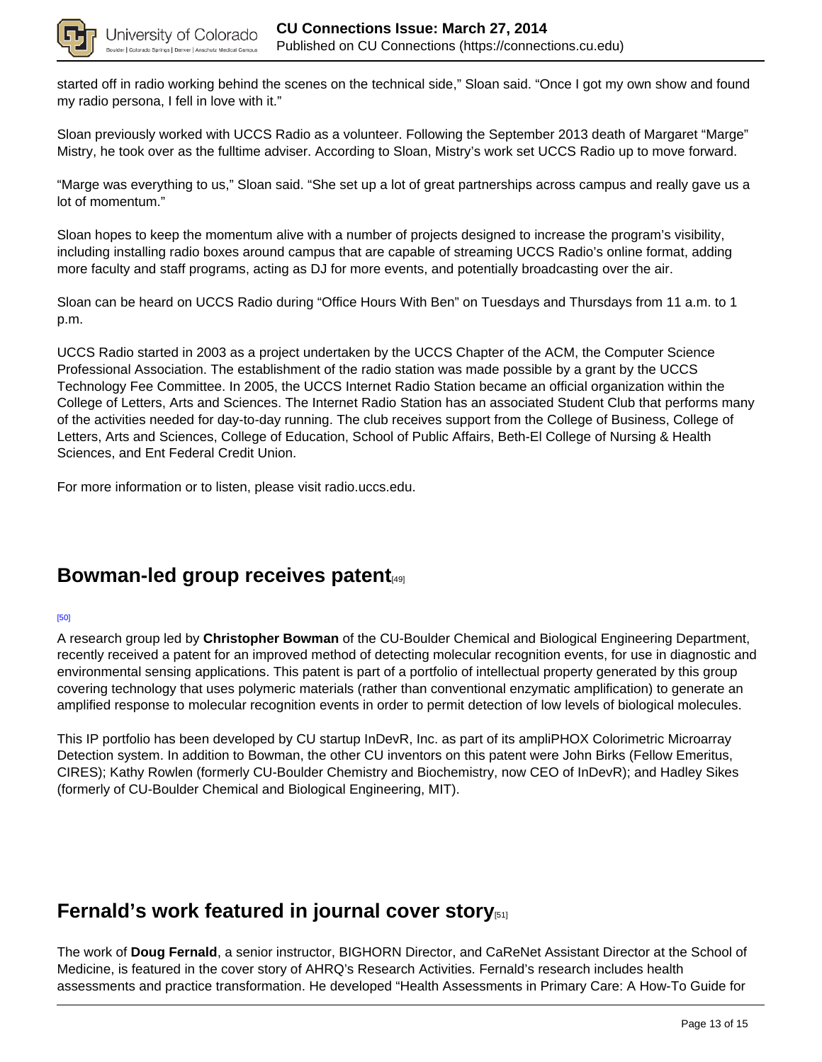started off in radio working behind the scenes on the technical side," Sloan said. "Once I got my own show and found my radio persona, I fell in love with it."

Sloan previously worked with UCCS Radio as a volunteer. Following the September 2013 death of Margaret "Marge" Mistry, he took over as the fulltime adviser. According to Sloan, Mistry's work set UCCS Radio up to move forward.

"Marge was everything to us," Sloan said. "She set up a lot of great partnerships across campus and really gave us a lot of momentum."

Sloan hopes to keep the momentum alive with a number of projects designed to increase the program's visibility, including installing radio boxes around campus that are capable of streaming UCCS Radio's online format, adding more faculty and staff programs, acting as DJ for more events, and potentially broadcasting over the air.

Sloan can be heard on UCCS Radio during "Office Hours With Ben" on Tuesdays and Thursdays from 11 a.m. to 1 p.m.

UCCS Radio started in 2003 as a project undertaken by the UCCS Chapter of the ACM, the Computer Science Professional Association. The establishment of the radio station was made possible by a grant by the UCCS Technology Fee Committee. In 2005, the UCCS Internet Radio Station became an official organization within the College of Letters, Arts and Sciences. The Internet Radio Station has an associated Student Club that performs many of the activities needed for day-to-day running. The club receives support from the College of Business, College of Letters, Arts and Sciences, College of Education, School of Public Affairs, Beth-El College of Nursing & Health Sciences, and Ent Federal Credit Union.

For more information or to listen, please visit radio.uccs.edu.

## Bowman-led group receives patent[49]

[50]

A research group led by **Christopher Bowman** of the CU-Boulder Chemical and Biological Engineering Department, recently received a patent for an improved method of detecting molecular recognition events, for use in diagnostic and environmental sensing applications. This patent is part of a portfolio of intellectual property generated by this group covering technology that uses polymeric materials (rather than conventional enzymatic amplification) to generate an amplified response to molecular recognition events in order to permit detection of low levels of biological molecules.

This IP portfolio has been developed by CU startup InDevR, Inc. as part of its ampliPHOX Colorimetric Microarray Detection system. In addition to Bowman, the other CU inventors on this patent were John Birks (Fellow Emeritus, CIRES); Kathy Rowlen (formerly CU-Boulder Chemistry and Biochemistry, now CEO of InDevR); and Hadley Sikes (formerly of CU-Boulder Chemical and Biological Engineering, MIT).

## Fernald's work featured in journal cover story[51]

The work of **Doug Fernald**, a senior instructor, BIGHORN Director, and CaReNet Assistant Director at the School of Medicine, is featured in the cover story of AHRQ's Research Activities. Fernald's research includes health assessments and practice transformation. He developed "Health Assessments in Primary Care: A How-To Guide for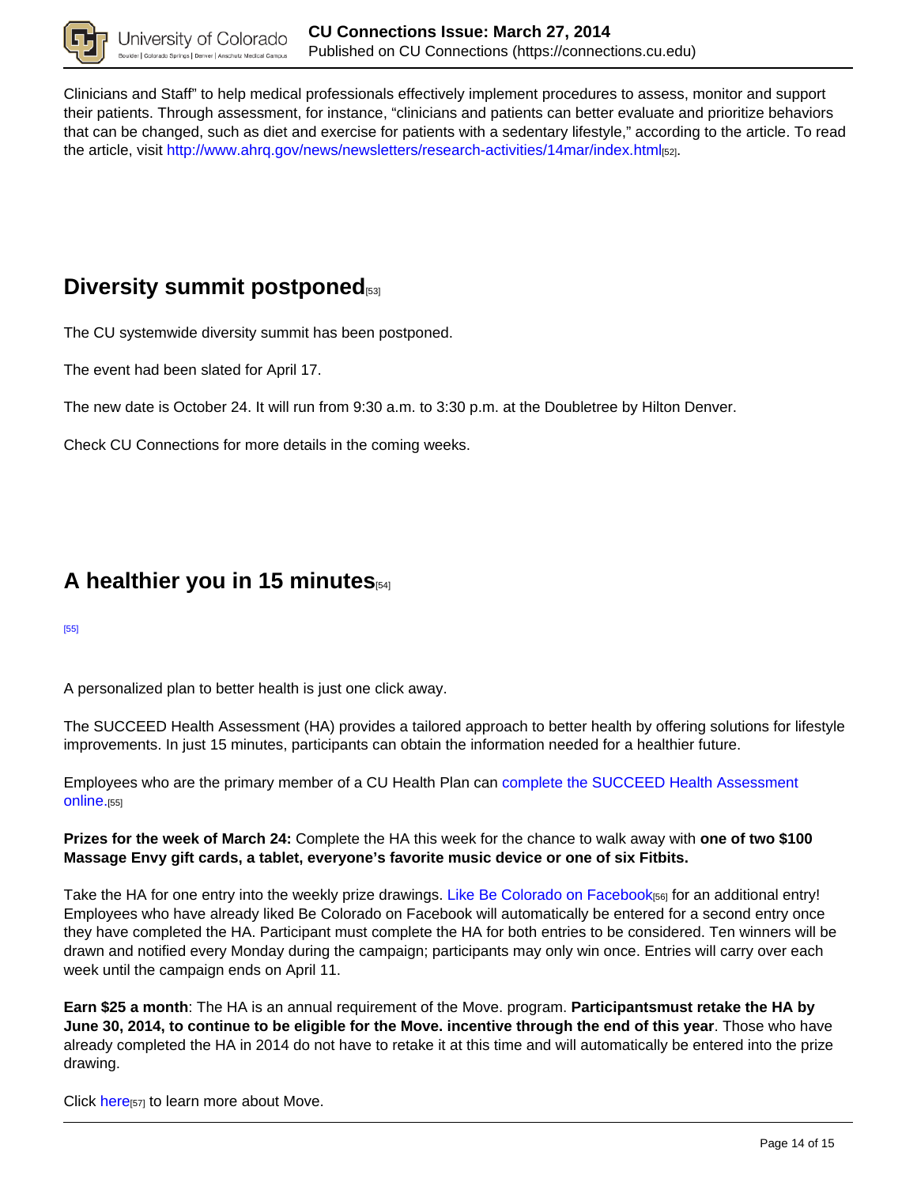Clinicians and Staff" to help medical professionals effectively implement procedures to assess, monitor and support their patients. Through assessment, for instance, "clinicians and patients can better evaluate and prioritize behaviors that can be changed, such as diet and exercise for patients with a sedentary lifestyle," according to the article. To read the article, visit http://www.ahrq.gov/news/newsletters/research-activities/14mar/index.html[52].

## Diversity summit postponed[53]

The CU systemwide diversity summit has been postponed.

The event had been slated for April 17.

The new date is October 24. It will run from 9:30 a.m. to 3:30 p.m. at the Doubletree by Hilton Denver.

Check CU Connections for more details in the coming weeks.

## A healthier you in 15 minutes[54]

[55]

A personalized plan to better health is just one click away.

The SUCCEED Health Assessment (HA) provides a tailored approach to better health by offering solutions for lifestyle improvements. In just 15 minutes, participants can obtain the information needed for a healthier future.

Employees who are the primary member of a CU Health Plan can complete the SUCCEED Health Assessment online.[55]

**Prizes for the week of March 24:** Complete the HA this week for the chance to walk away with **one of two $100 Massage Envy gift cards, a tablet, everyone's favorite music device or one of six Fitbits.**

Take the HA for one entry into the weekly prize drawings. Like Be Colorado on Facebook[56] for an additional entry! Employees who have already liked Be Colorado on Facebook will automatically be entered for a second entry once they have completed the HA. Participant must complete the HA for both entries to be considered. Ten winners will be drawn and notified every Monday during the campaign; participants may only win once. Entries will carry over each week until the campaign ends on April 11.

**Earn $25 a month**: The HA is an annual requirement of the Move. program. **Participantsmust retake the HA by June 30, 2014, to continue to be eligible for the Move. incentive through the end of this year**. Those who have already completed the HA in 2014 do not have to retake it at this time and will automatically be entered into the prize drawing.

Click here[57] to learn more about Move.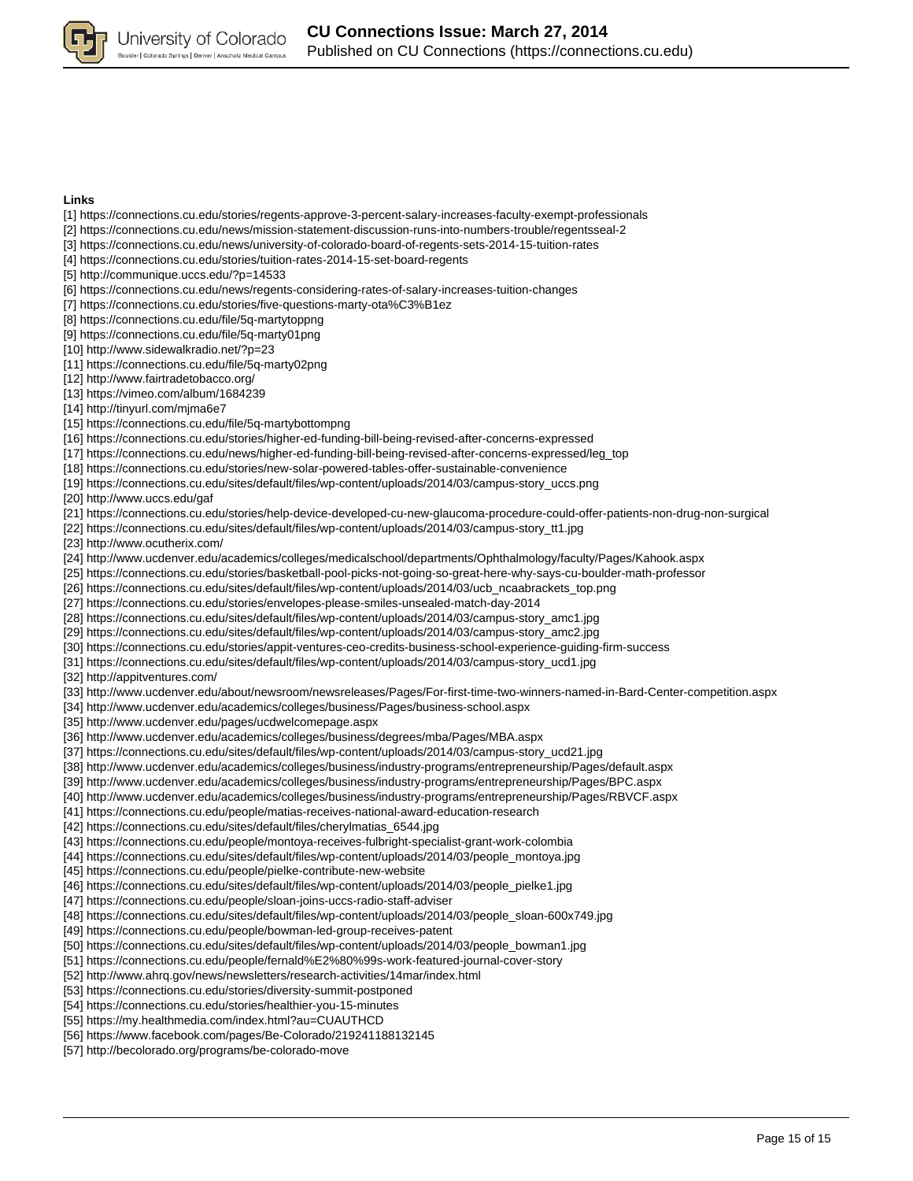**Links**

[1] https://connections.cu.edu/stories/regents-approve-3-percent-salary-increases-faculty-exempt-professionals
[2] https://connections.cu.edu/news/mission-statement-discussion-runs-into-numbers-trouble/regentsseal-2
[3] https://connections.cu.edu/news/university-of-colorado-board-of-regents-sets-2014-15-tuition-rates
[4] https://connections.cu.edu/stories/tuition-rates-2014-15-set-board-regents
[5] http://communique.uccs.edu/?p=14533
[6] https://connections.cu.edu/news/regents-considering-rates-of-salary-increases-tuition-changes
[7] https://connections.cu.edu/stories/five-questions-marty-ota%C3%B1ez
[8] https://connections.cu.edu/file/5q-martytoppng
[9] https://connections.cu.edu/file/5q-marty01png
[10] http://www.sidewalkradio.net/?p=23
[11] https://connections.cu.edu/file/5q-marty02png
[12] http://www.fairtradetobacco.org/
[13] https://vimeo.com/album/1684239
[14] http://tinyurl.com/mjma6e7
[15] https://connections.cu.edu/file/5q-martybottompng
[16] https://connections.cu.edu/stories/higher-ed-funding-bill-being-revised-after-concerns-expressed
[17] https://connections.cu.edu/news/higher-ed-funding-bill-being-revised-after-concerns-expressed/leg_top
[18] https://connections.cu.edu/stories/new-solar-powered-tables-offer-sustainable-convenience
[19] https://connections.cu.edu/sites/default/files/wp-content/uploads/2014/03/campus-story_uccs.png
[20] http://www.uccs.edu/gaf
[21] https://connections.cu.edu/stories/help-device-developed-cu-new-glaucoma-procedure-could-offer-patients-non-drug-non-surgical
[22] https://connections.cu.edu/sites/default/files/wp-content/uploads/2014/03/campus-story_tt1.jpg
[23] http://www.ocutherix.com/
[24] http://www.ucdenver.edu/academics/colleges/medicalschool/departments/Ophthalmology/faculty/Pages/Kahook.aspx
[25] https://connections.cu.edu/stories/basketball-pool-picks-not-going-so-great-here-why-says-cu-boulder-math-professor
[26] https://connections.cu.edu/sites/default/files/wp-content/uploads/2014/03/ucb_ncaabrackets_top.png
[27] https://connections.cu.edu/stories/envelopes-please-smiles-unsealed-match-day-2014
[28] https://connections.cu.edu/sites/default/files/wp-content/uploads/2014/03/campus-story_amc1.jpg
[29] https://connections.cu.edu/sites/default/files/wp-content/uploads/2014/03/campus-story_amc2.jpg
[30] https://connections.cu.edu/stories/appit-ventures-ceo-credits-business-school-experience-guiding-firm-success
[31] https://connections.cu.edu/sites/default/files/wp-content/uploads/2014/03/campus-story_ucd1.jpg
[32] http://appitventures.com/
[33] http://www.ucdenver.edu/about/newsroom/newsreleases/Pages/For-first-time-two-winners-named-in-Bard-Center-competition.aspx
[34] http://www.ucdenver.edu/academics/colleges/business/Pages/business-school.aspx
[35] http://www.ucdenver.edu/pages/ucdwelcomepage.aspx
[36] http://www.ucdenver.edu/academics/colleges/business/degrees/mba/Pages/MBA.aspx
[37] https://connections.cu.edu/sites/default/files/wp-content/uploads/2014/03/campus-story_ucd21.jpg
[38] http://www.ucdenver.edu/academics/colleges/business/industry-programs/entrepreneurship/Pages/default.aspx
[39] http://www.ucdenver.edu/academics/colleges/business/industry-programs/entrepreneurship/Pages/BPC.aspx
[40] http://www.ucdenver.edu/academics/colleges/business/industry-programs/entrepreneurship/Pages/RBVCF.aspx
[41] https://connections.cu.edu/people/matias-receives-national-award-education-research
[42] https://connections.cu.edu/sites/default/files/cherylmatias_6544.jpg
[43] https://connections.cu.edu/people/montoya-receives-fulbright-specialist-grant-work-colombia
[44] https://connections.cu.edu/sites/default/files/wp-content/uploads/2014/03/people_montoya.jpg
[45] https://connections.cu.edu/people/pielke-contribute-new-website
[46] https://connections.cu.edu/sites/default/files/wp-content/uploads/2014/03/people_pielke1.jpg
[47] https://connections.cu.edu/people/sloan-joins-uccs-radio-staff-adviser
[48] https://connections.cu.edu/sites/default/files/wp-content/uploads/2014/03/people_sloan-600x749.jpg
[49] https://connections.cu.edu/people/bowman-led-group-receives-patent
[50] https://connections.cu.edu/sites/default/files/wp-content/uploads/2014/03/people_bowman1.jpg
[51] https://connections.cu.edu/people/fernald%E2%80%99s-work-featured-journal-cover-story
[52] http://www.ahrq.gov/news/newsletters/research-activities/14mar/index.html
[53] https://connections.cu.edu/stories/diversity-summit-postponed
[54] https://connections.cu.edu/stories/healthier-you-15-minutes
[55] https://my.healthmedia.com/index.html?au=CUAUTHCD
[56] https://www.facebook.com/pages/Be-Colorado/219241188132145
[57] http://becolorado.org/programs/be-colorado-move